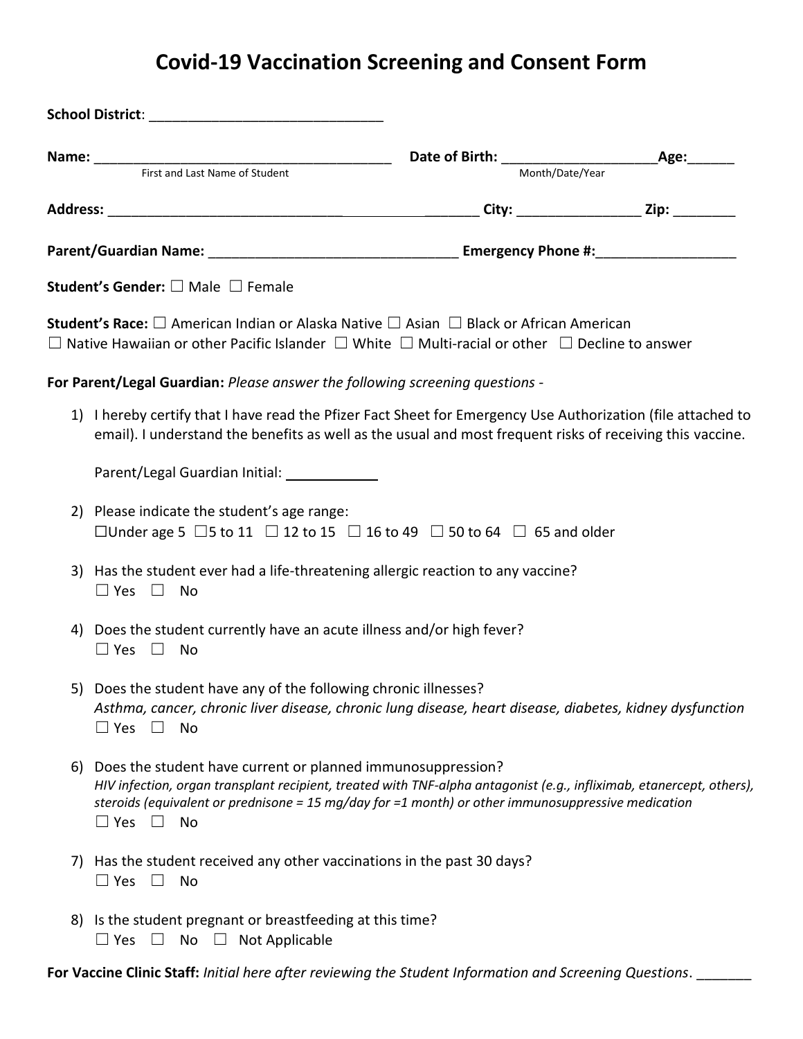# Covid-19 Vaccination Screening and Consent Form

**School District**: ______________________________

**Name:** ________________________________________ **Date of Birth:** ____________________**Age:**______
First and Last Name of Student Month/Date/Year

**Address:** ____________________________________________________ **City:** ________________ **Zip:** ________

**Parent/Guardian Name:** _________________________________ **Emergency Phone #:**__________________

**Student's Gender:** ☐ Male ☐ Female

**Student's Race:** ☐ American Indian or Alaska Native ☐ Asian ☐ Black or African American
☐ Native Hawaiian or other Pacific Islander ☐ White ☐ Multi-racial or other ☐ Decline to answer

**For Parent/Legal Guardian:** *Please answer the following screening questions -*

1) I hereby certify that I have read the Pfizer Fact Sheet for Emergency Use Authorization (file attached to email). I understand the benefits as well as the usual and most frequent risks of receiving this vaccine.

   Parent/Legal Guardian Initial: ____________

2) Please indicate the student's age range:
   ☐Under age 5 ☐5 to 11 ☐ 12 to 15 ☐ 16 to 49 ☐ 50 to 64 ☐ 65 and older

3) Has the student ever had a life-threatening allergic reaction to any vaccine?
   ☐ Yes ☐ No

4) Does the student currently have an acute illness and/or high fever?
   ☐ Yes ☐ No

5) Does the student have any of the following chronic illnesses?
   *Asthma, cancer, chronic liver disease, chronic lung disease, heart disease, diabetes, kidney dysfunction*
   ☐ Yes ☐ No

6) Does the student have current or planned immunosuppression?
   *HIV infection, organ transplant recipient, treated with TNF-alpha antagonist (e.g., infliximab, etanercept, others), steroids (equivalent or prednisone = 15 mg/day for =1 month) or other immunosuppressive medication*
   ☐ Yes ☐ No

7) Has the student received any other vaccinations in the past 30 days?
   ☐ Yes ☐ No

8) Is the student pregnant or breastfeeding at this time?
   ☐ Yes ☐ No ☐ Not Applicable

**For Vaccine Clinic Staff:** *Initial here after reviewing the Student Information and Screening Questions*. _______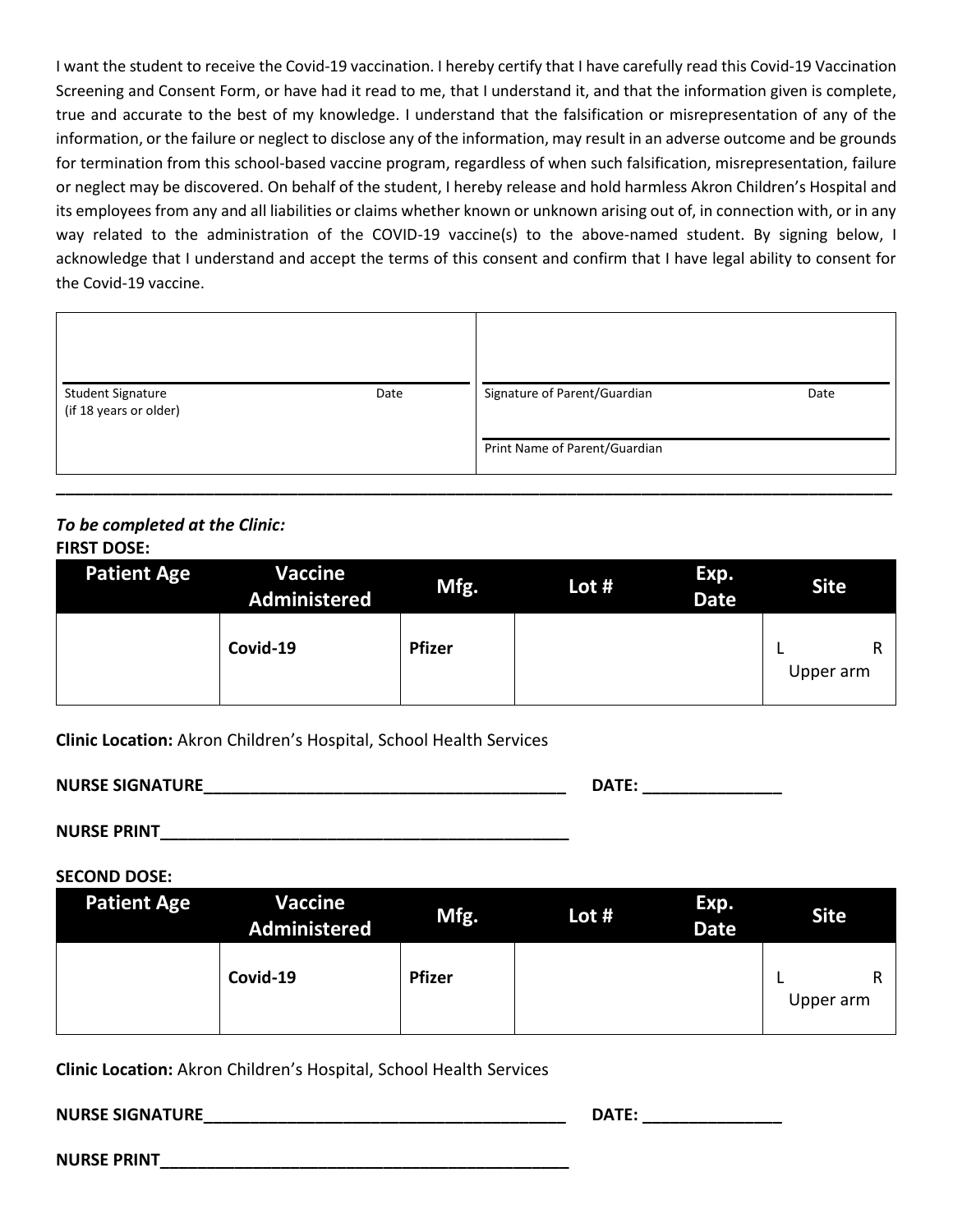I want the student to receive the Covid-19 vaccination. I hereby certify that I have carefully read this Covid-19 Vaccination Screening and Consent Form, or have had it read to me, that I understand it, and that the information given is complete, true and accurate to the best of my knowledge. I understand that the falsification or misrepresentation of any of the information, or the failure or neglect to disclose any of the information, may result in an adverse outcome and be grounds for termination from this school-based vaccine program, regardless of when such falsification, misrepresentation, failure or neglect may be discovered. On behalf of the student, I hereby release and hold harmless Akron Children's Hospital and its employees from any and all liabilities or claims whether known or unknown arising out of, in connection with, or in any way related to the administration of the COVID-19 vaccine(s) to the above-named student. By signing below, I acknowledge that I understand and accept the terms of this consent and confirm that I have legal ability to consent for the Covid-19 vaccine.

| | |
|---|---|
| Student Signature (if 18 years or older) Date | Signature of Parent/Guardian Date |
| | Print Name of Parent/Guardian |

---

***To be completed at the Clinic:***

**FIRST DOSE:**

| Patient Age | Vaccine Administered | Mfg. | Lot # | Exp. Date | Site |
|---|---|---|---|---|---|
| | **Covid-19** | **Pfizer** | | | L R Upper arm |

**Clinic Location:** Akron Children's Hospital, School Health Services

**NURSE SIGNATURE**\_\_\_\_\_\_\_\_\_\_\_\_\_\_\_\_\_\_\_\_\_\_\_\_\_\_\_\_\_\_\_\_\_\_\_\_\_\_\_\_ **DATE:** \_\_\_\_\_\_\_\_\_\_\_\_\_\_\_

**NURSE PRINT**\_\_\_\_\_\_\_\_\_\_\_\_\_\_\_\_\_\_\_\_\_\_\_\_\_\_\_\_\_\_\_\_\_\_\_\_\_\_\_\_\_\_\_\_\_

**SECOND DOSE:**

| Patient Age | Vaccine Administered | Mfg. | Lot # | Exp. Date | Site |
|---|---|---|---|---|---|
| | **Covid-19** | **Pfizer** | | | L R Upper arm |

**Clinic Location:** Akron Children's Hospital, School Health Services

**NURSE SIGNATURE**\_\_\_\_\_\_\_\_\_\_\_\_\_\_\_\_\_\_\_\_\_\_\_\_\_\_\_\_\_\_\_\_\_\_\_\_\_\_\_\_ **DATE:** \_\_\_\_\_\_\_\_\_\_\_\_\_\_\_

**NURSE PRINT**\_\_\_\_\_\_\_\_\_\_\_\_\_\_\_\_\_\_\_\_\_\_\_\_\_\_\_\_\_\_\_\_\_\_\_\_\_\_\_\_\_\_\_\_\_